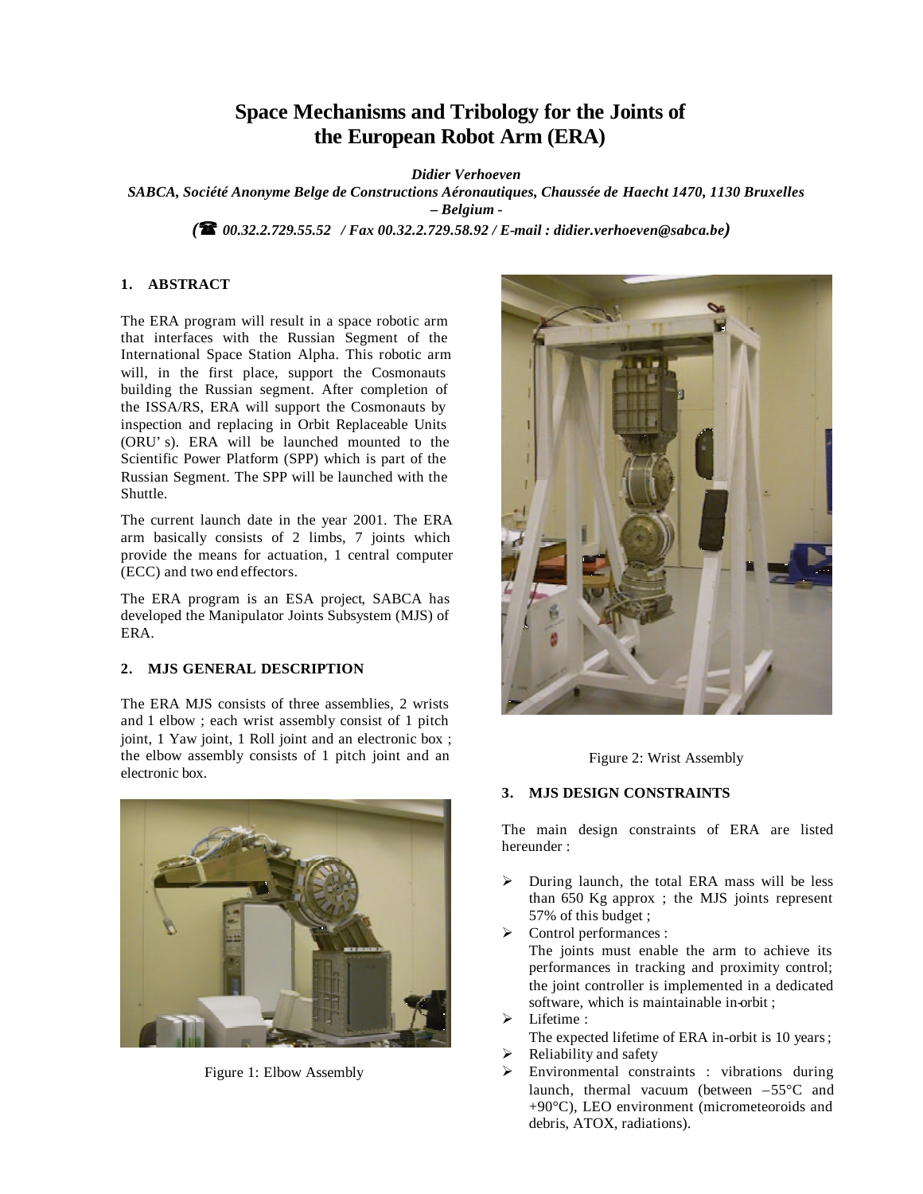# Space Mechanisms and Tribology for the Joints of the European Robot Arm (ERA)

***Didier Verhoeven***

***SABCA, Société Anonyme Belge de Constructions Aéronautiques, Chaussée de Haecht 1470, 1130 Bruxelles – Belgium -***

***(☎ 00.32.2.729.55.52 / Fax 00.32.2.729.58.92 / E-mail : didier.verhoeven@sabca.be)***

## 1. ABSTRACT

The ERA program will result in a space robotic arm that interfaces with the Russian Segment of the International Space Station Alpha. This robotic arm will, in the first place, support the Cosmonauts building the Russian segment. After completion of the ISSA/RS, ERA will support the Cosmonauts by inspection and replacing in Orbit Replaceable Units (ORU' s). ERA will be launched mounted to the Scientific Power Platform (SPP) which is part of the Russian Segment. The SPP will be launched with the Shuttle.

The current launch date in the year 2001. The ERA arm basically consists of 2 limbs, 7 joints which provide the means for actuation, 1 central computer (ECC) and two end effectors.

The ERA program is an ESA project, SABCA has developed the Manipulator Joints Subsystem (MJS) of ERA.

## 2. MJS GENERAL DESCRIPTION

The ERA MJS consists of three assemblies, 2 wrists and 1 elbow ; each wrist assembly consist of 1 pitch joint, 1 Yaw joint, 1 Roll joint and an electronic box ; the elbow assembly consists of 1 pitch joint and an electronic box.

Figure 1: Elbow Assembly

Figure 2: Wrist Assembly

## 3. MJS DESIGN CONSTRAINTS

The main design constraints of ERA are listed hereunder :

- During launch, the total ERA mass will be less than 650 Kg approx ; the MJS joints represent 57% of this budget ;
- Control performances :
  The joints must enable the arm to achieve its performances in tracking and proximity control; the joint controller is implemented in a dedicated software, which is maintainable in-orbit ;
- Lifetime :
  The expected lifetime of ERA in-orbit is 10 years ;
- Reliability and safety
- Environmental constraints : vibrations during launch, thermal vacuum (between –55°C and +90°C), LEO environment (micrometeoroids and debris, ATOX, radiations).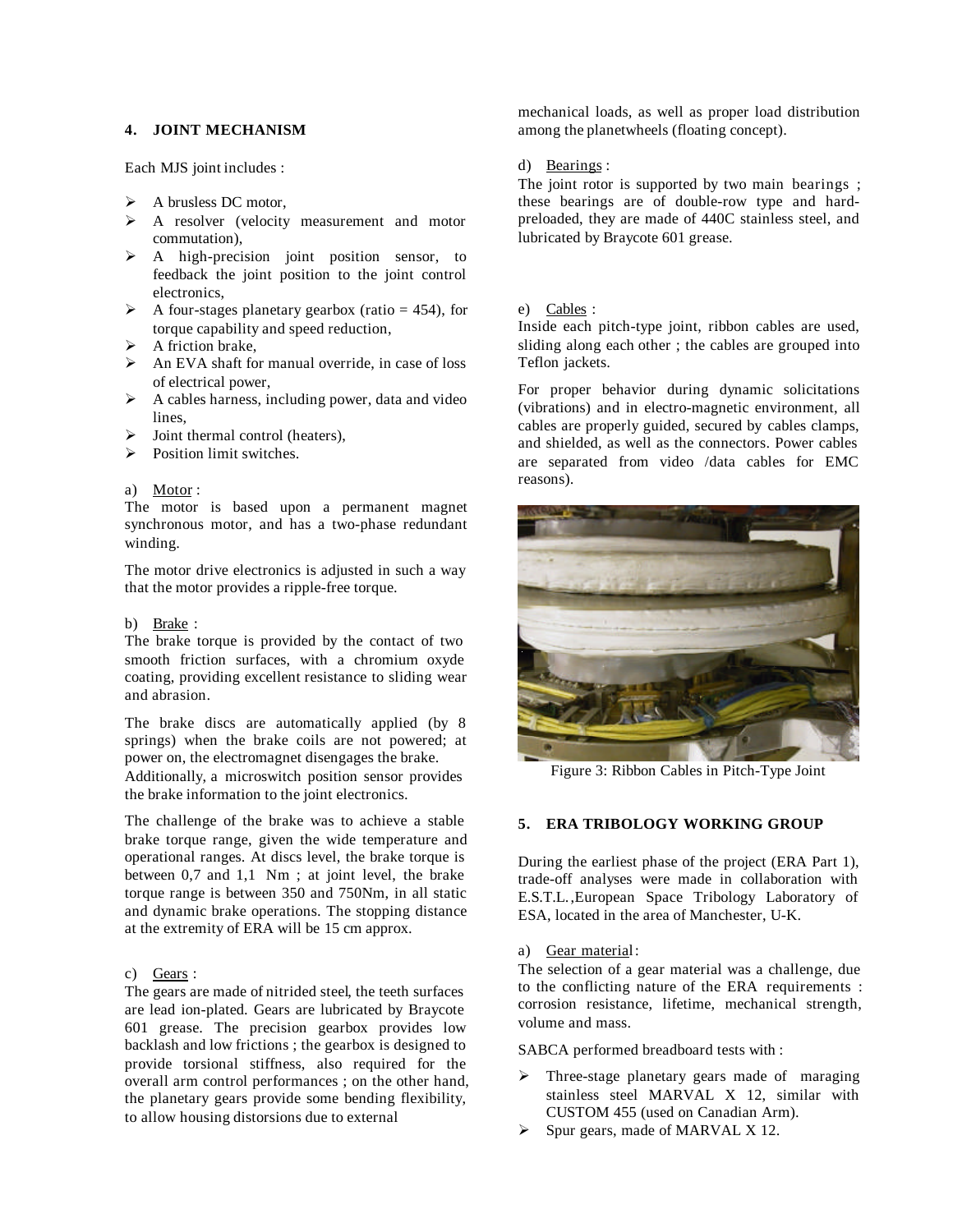## 4. JOINT MECHANISM

Each MJS joint includes :

- A brusless DC motor,
- A resolver (velocity measurement and motor commutation),
- A high-precision joint position sensor, to feedback the joint position to the joint control electronics,
- A four-stages planetary gearbox (ratio = 454), for torque capability and speed reduction,
- A friction brake,
- An EVA shaft for manual override, in case of loss of electrical power,
- A cables harness, including power, data and video lines,
- Joint thermal control (heaters),
- Position limit switches.

a) Motor :
The motor is based upon a permanent magnet synchronous motor, and has a two-phase redundant winding.

The motor drive electronics is adjusted in such a way that the motor provides a ripple-free torque.

b) Brake :
The brake torque is provided by the contact of two smooth friction surfaces, with a chromium oxyde coating, providing excellent resistance to sliding wear and abrasion.

The brake discs are automatically applied (by 8 springs) when the brake coils are not powered; at power on, the electromagnet disengages the brake. Additionally, a microswitch position sensor provides the brake information to the joint electronics.

The challenge of the brake was to achieve a stable brake torque range, given the wide temperature and operational ranges. At discs level, the brake torque is between 0,7 and 1,1 Nm ; at joint level, the brake torque range is between 350 and 750Nm, in all static and dynamic brake operations. The stopping distance at the extremity of ERA will be 15 cm approx.

c) Gears :
The gears are made of nitrided steel, the teeth surfaces are lead ion-plated. Gears are lubricated by Braycote 601 grease. The precision gearbox provides low backlash and low frictions ; the gearbox is designed to provide torsional stiffness, also required for the overall arm control performances ; on the other hand, the planetary gears provide some bending flexibility, to allow housing distorsions due to external mechanical loads, as well as proper load distribution among the planetwheels (floating concept).

d) Bearings :
The joint rotor is supported by two main bearings ; these bearings are of double-row type and hard-preloaded, they are made of 440C stainless steel, and lubricated by Braycote 601 grease.

e) Cables :
Inside each pitch-type joint, ribbon cables are used, sliding along each other ; the cables are grouped into Teflon jackets.

For proper behavior during dynamic solicitations (vibrations) and in electro-magnetic environment, all cables are properly guided, secured by cables clamps, and shielded, as well as the connectors. Power cables are separated from video /data cables for EMC reasons).

Figure 3: Ribbon Cables in Pitch-Type Joint

## 5. ERA TRIBOLOGY WORKING GROUP

During the earliest phase of the project (ERA Part 1), trade-off analyses were made in collaboration with E.S.T.L.,European Space Tribology Laboratory of ESA, located in the area of Manchester, U-K.

a) Gear material :
The selection of a gear material was a challenge, due to the conflicting nature of the ERA requirements : corrosion resistance, lifetime, mechanical strength, volume and mass.

SABCA performed breadboard tests with :

- Three-stage planetary gears made of maraging stainless steel MARVAL X 12, similar with CUSTOM 455 (used on Canadian Arm).
- Spur gears, made of MARVAL X 12.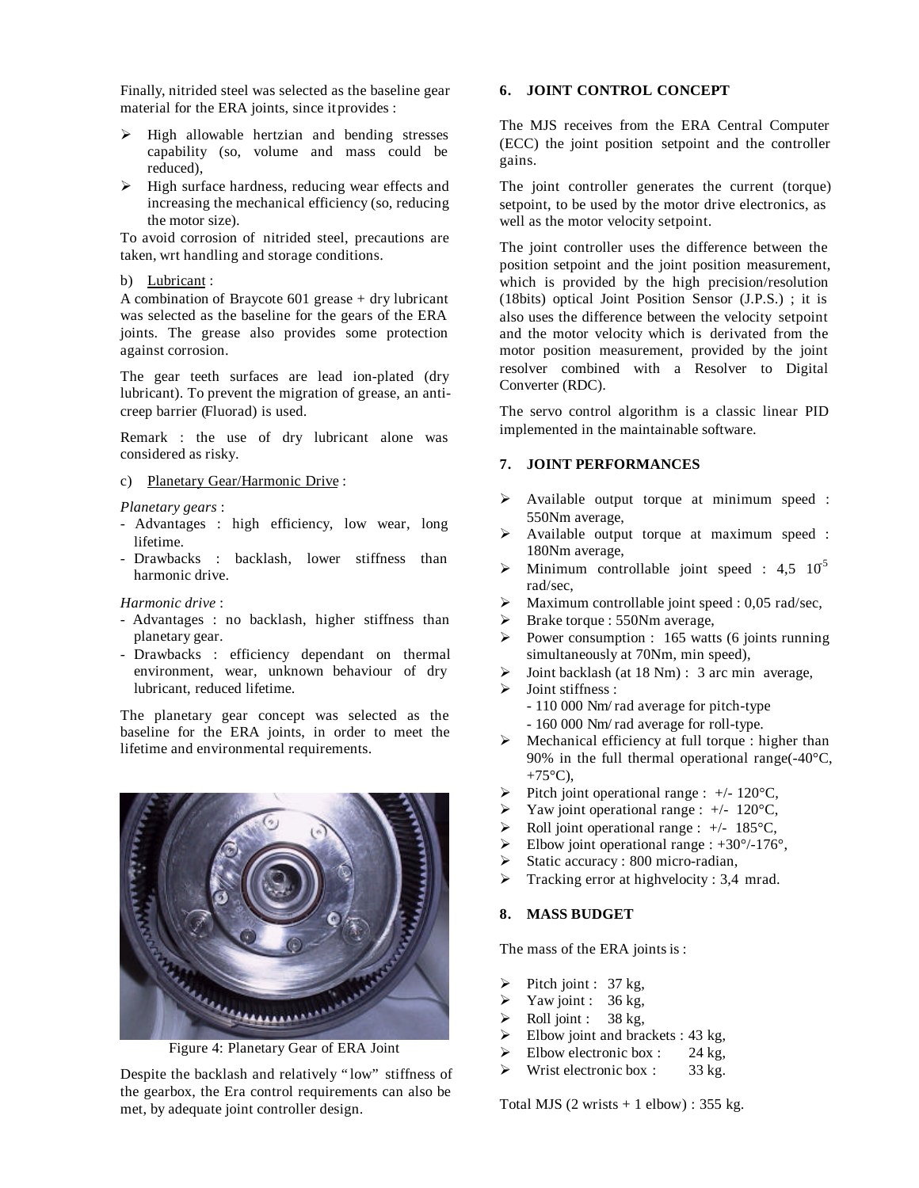Finally, nitrided steel was selected as the baseline gear material for the ERA joints, since it provides :

- High allowable hertzian and bending stresses capability (so, volume and mass could be reduced),
- High surface hardness, reducing wear effects and increasing the mechanical efficiency (so, reducing the motor size).

To avoid corrosion of nitrided steel, precautions are taken, wrt handling and storage conditions.

b) Lubricant :

A combination of Braycote 601 grease + dry lubricant was selected as the baseline for the gears of the ERA joints. The grease also provides some protection against corrosion.

The gear teeth surfaces are lead ion-plated (dry lubricant). To prevent the migration of grease, an anti-creep barrier (Fluorad) is used.

Remark : the use of dry lubricant alone was considered as risky.

c) Planetary Gear/Harmonic Drive :

*Planetary gears* :

- Advantages : high efficiency, low wear, long lifetime.
- Drawbacks : backlash, lower stiffness than harmonic drive.

*Harmonic drive* :

- Advantages : no backlash, higher stiffness than planetary gear.
- Drawbacks : efficiency dependant on thermal environment, wear, unknown behaviour of dry lubricant, reduced lifetime.

The planetary gear concept was selected as the baseline for the ERA joints, in order to meet the lifetime and environmental requirements.

Figure 4: Planetary Gear of ERA Joint

Despite the backlash and relatively "low" stiffness of the gearbox, the Era control requirements can also be met, by adequate joint controller design.

## 6. JOINT CONTROL CONCEPT

The MJS receives from the ERA Central Computer (ECC) the joint position setpoint and the controller gains.

The joint controller generates the current (torque) setpoint, to be used by the motor drive electronics, as well as the motor velocity setpoint.

The joint controller uses the difference between the position setpoint and the joint position measurement, which is provided by the high precision/resolution (18bits) optical Joint Position Sensor (J.P.S.) ; it is also uses the difference between the velocity setpoint and the motor velocity which is derivated from the motor position measurement, provided by the joint resolver combined with a Resolver to Digital Converter (RDC).

The servo control algorithm is a classic linear PID implemented in the maintainable software.

## 7. JOINT PERFORMANCES

- Available output torque at minimum speed : 550Nm average,
- Available output torque at maximum speed : 180Nm average,
- Minimum controllable joint speed : 4,5 $10^{-5}$ rad/sec,
- Maximum controllable joint speed : 0,05 rad/sec,
- Brake torque : 550Nm average,
- Power consumption : 165 watts (6 joints running simultaneously at 70Nm, min speed),
- Joint backlash (at 18 Nm) : 3 arc min average,
- Joint stiffness :
  - 110 000 Nm/ rad average for pitch-type
  - 160 000 Nm/ rad average for roll-type.
- Mechanical efficiency at full torque : higher than 90% in the full thermal operational range(-40°C, +75°C),
- Pitch joint operational range : +/- 120°C,
- Yaw joint operational range : +/- 120°C,
- Roll joint operational range : +/- 185°C,
- Elbow joint operational range : +30°/-176°,
- Static accuracy : 800 micro-radian,
- Tracking error at highvelocity : 3,4 mrad.

## 8. MASS BUDGET

The mass of the ERA joints is :

- Pitch joint : 37 kg,
- Yaw joint : 36 kg,
- Roll joint : 38 kg,
- Elbow joint and brackets : 43 kg,
- Elbow electronic box : 24 kg,
- Wrist electronic box : 33 kg.

Total MJS (2 wrists + 1 elbow) : 355 kg.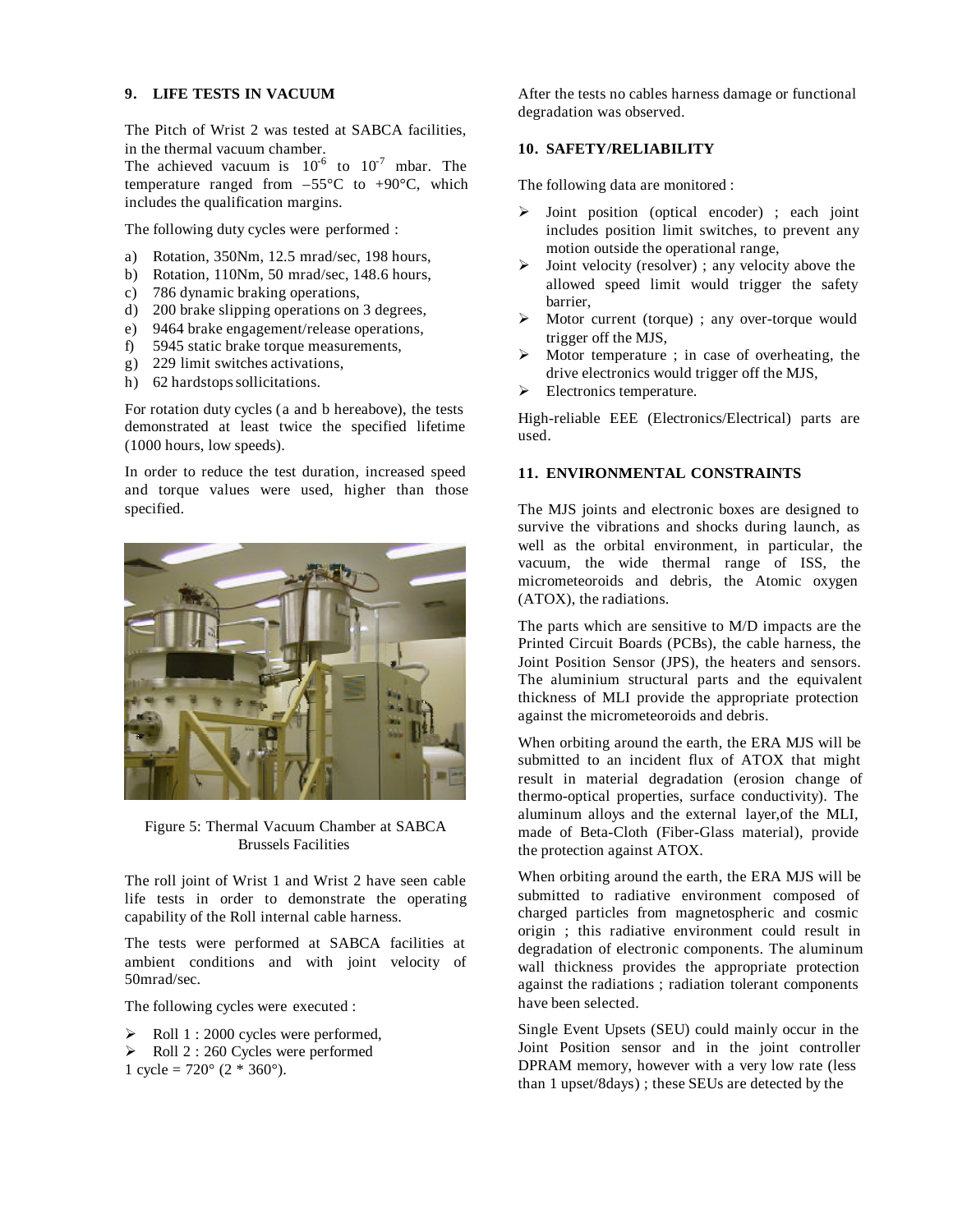## 9. LIFE TESTS IN VACUUM

The Pitch of Wrist 2 was tested at SABCA facilities, in the thermal vacuum chamber.
The achieved vacuum is $10^{-6}$ to $10^{-7}$ mbar. The temperature ranged from –55°C to +90°C, which includes the qualification margins.

The following duty cycles were performed :

a) Rotation, 350Nm, 12.5 mrad/sec, 198 hours,
b) Rotation, 110Nm, 50 mrad/sec, 148.6 hours,
c) 786 dynamic braking operations,
d) 200 brake slipping operations on 3 degrees,
e) 9464 brake engagement/release operations,
f) 5945 static brake torque measurements,
g) 229 limit switches activations,
h) 62 hardstops sollicitations.

For rotation duty cycles (a and b hereabove), the tests demonstrated at least twice the specified lifetime (1000 hours, low speeds).

In order to reduce the test duration, increased speed and torque values were used, higher than those specified.

Figure 5: Thermal Vacuum Chamber at SABCA Brussels Facilities

The roll joint of Wrist 1 and Wrist 2 have seen cable life tests in order to demonstrate the operating capability of the Roll internal cable harness.

The tests were performed at SABCA facilities at ambient conditions and with joint velocity of 50mrad/sec.

The following cycles were executed :

- Roll 1 : 2000 cycles were performed,
- Roll 2 : 260 Cycles were performed

1 cycle = 720° (2 * 360°).

After the tests no cables harness damage or functional degradation was observed.

## 10. SAFETY/RELIABILITY

The following data are monitored :

- Joint position (optical encoder) ; each joint includes position limit switches, to prevent any motion outside the operational range,
- Joint velocity (resolver) ; any velocity above the allowed speed limit would trigger the safety barrier,
- Motor current (torque) ; any over-torque would trigger off the MJS,
- Motor temperature ; in case of overheating, the drive electronics would trigger off the MJS,
- Electronics temperature.

High-reliable EEE (Electronics/Electrical) parts are used.

## 11. ENVIRONMENTAL CONSTRAINTS

The MJS joints and electronic boxes are designed to survive the vibrations and shocks during launch, as well as the orbital environment, in particular, the vacuum, the wide thermal range of ISS, the micrometeoroids and debris, the Atomic oxygen (ATOX), the radiations.

The parts which are sensitive to M/D impacts are the Printed Circuit Boards (PCBs), the cable harness, the Joint Position Sensor (JPS), the heaters and sensors. The aluminium structural parts and the equivalent thickness of MLI provide the appropriate protection against the micrometeoroids and debris.

When orbiting around the earth, the ERA MJS will be submitted to an incident flux of ATOX that might result in material degradation (erosion change of thermo-optical properties, surface conductivity). The aluminum alloys and the external layer,of the MLI, made of Beta-Cloth (Fiber-Glass material), provide the protection against ATOX.

When orbiting around the earth, the ERA MJS will be submitted to radiative environment composed of charged particles from magnetospheric and cosmic origin ; this radiative environment could result in degradation of electronic components. The aluminum wall thickness provides the appropriate protection against the radiations ; radiation tolerant components have been selected.

Single Event Upsets (SEU) could mainly occur in the Joint Position sensor and in the joint controller DPRAM memory, however with a very low rate (less than 1 upset/8days) ; these SEUs are detected by the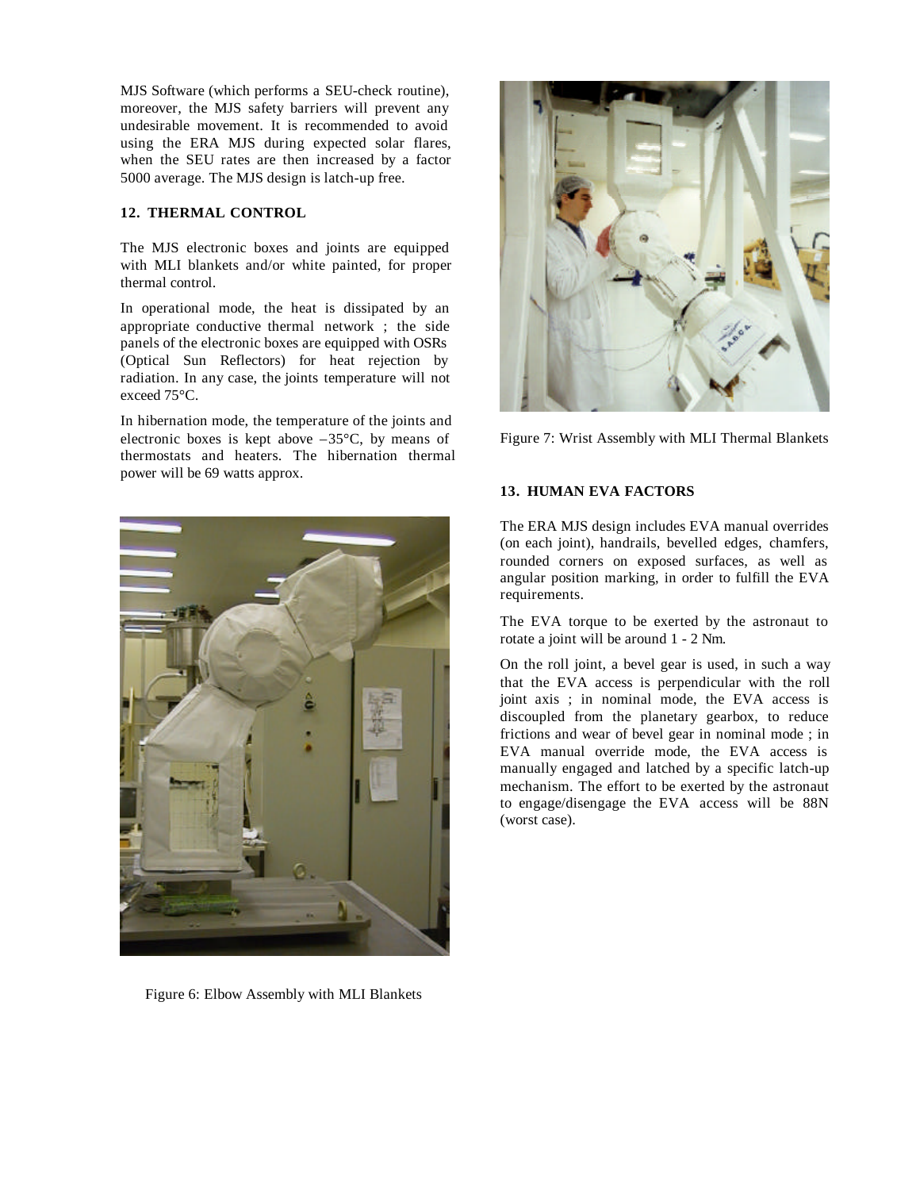MJS Software (which performs a SEU-check routine), moreover, the MJS safety barriers will prevent any undesirable movement. It is recommended to avoid using the ERA MJS during expected solar flares, when the SEU rates are then increased by a factor 5000 average. The MJS design is latch-up free.

## 12. THERMAL CONTROL

The MJS electronic boxes and joints are equipped with MLI blankets and/or white painted, for proper thermal control.

In operational mode, the heat is dissipated by an appropriate conductive thermal network ; the side panels of the electronic boxes are equipped with OSRs (Optical Sun Reflectors) for heat rejection by radiation. In any case, the joints temperature will not exceed 75°C.

In hibernation mode, the temperature of the joints and electronic boxes is kept above –35°C, by means of thermostats and heaters. The hibernation thermal power will be 69 watts approx.

Figure 6: Elbow Assembly with MLI Blankets

Figure 7: Wrist Assembly with MLI Thermal Blankets

## 13. HUMAN EVA FACTORS

The ERA MJS design includes EVA manual overrides (on each joint), handrails, bevelled edges, chamfers, rounded corners on exposed surfaces, as well as angular position marking, in order to fulfill the EVA requirements.

The EVA torque to be exerted by the astronaut to rotate a joint will be around 1 - 2 Nm.

On the roll joint, a bevel gear is used, in such a way that the EVA access is perpendicular with the roll joint axis ; in nominal mode, the EVA access is discoupled from the planetary gearbox, to reduce frictions and wear of bevel gear in nominal mode ; in EVA manual override mode, the EVA access is manually engaged and latched by a specific latch-up mechanism. The effort to be exerted by the astronaut to engage/disengage the EVA access will be 88N (worst case).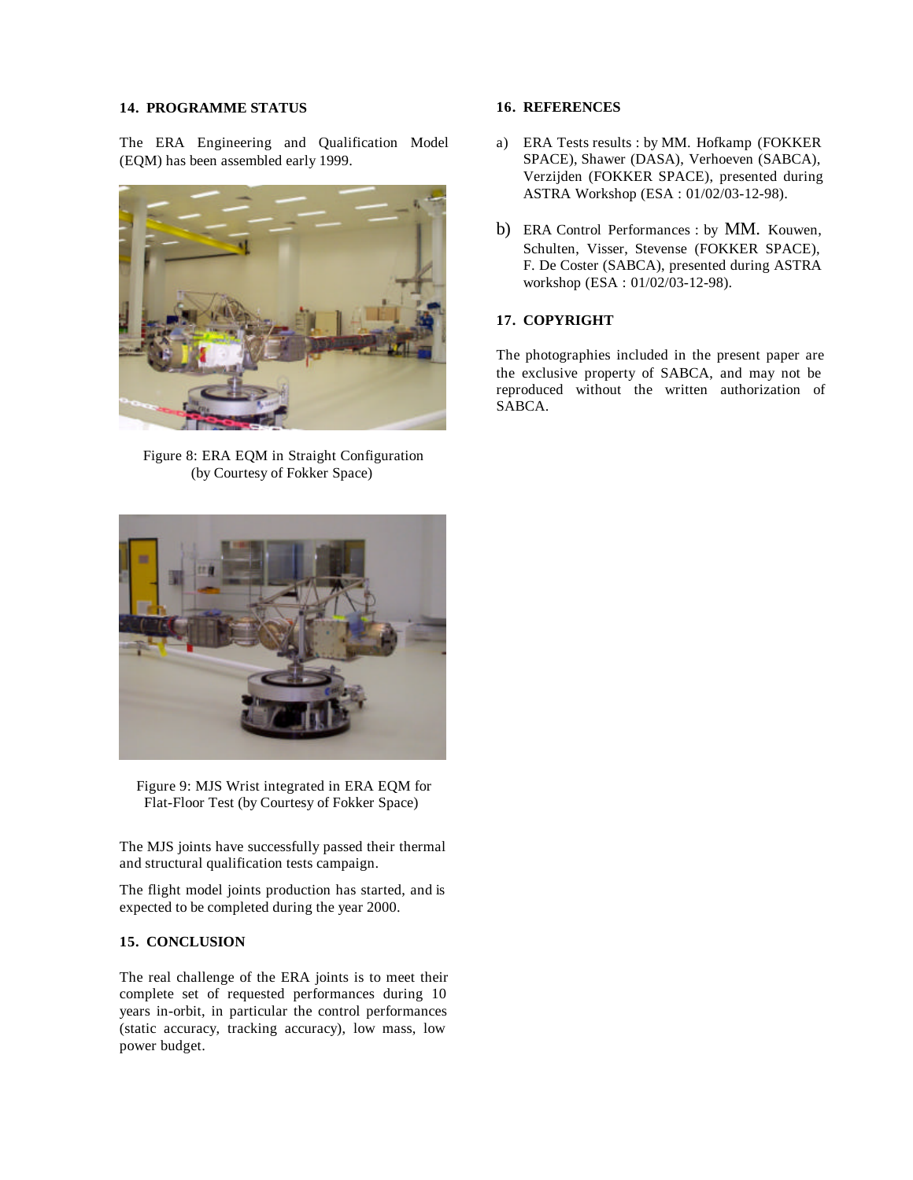## 14. PROGRAMME STATUS

The ERA Engineering and Qualification Model (EQM) has been assembled early 1999.

Figure 8: ERA EQM in Straight Configuration (by Courtesy of Fokker Space)

Figure 9: MJS Wrist integrated in ERA EQM for Flat-Floor Test (by Courtesy of Fokker Space)

The MJS joints have successfully passed their thermal and structural qualification tests campaign.

The flight model joints production has started, and is expected to be completed during the year 2000.

## 15. CONCLUSION

The real challenge of the ERA joints is to meet their complete set of requested performances during 10 years in-orbit, in particular the control performances (static accuracy, tracking accuracy), low mass, low power budget.

## 16. REFERENCES

a) ERA Tests results : by MM. Hofkamp (FOKKER SPACE), Shawer (DASA), Verhoeven (SABCA), Verzijden (FOKKER SPACE), presented during ASTRA Workshop (ESA : 01/02/03-12-98).

b) ERA Control Performances : by MM. Kouwen, Schulten, Visser, Stevense (FOKKER SPACE), F. De Coster (SABCA), presented during ASTRA workshop (ESA : 01/02/03-12-98).

## 17. COPYRIGHT

The photographies included in the present paper are the exclusive property of SABCA, and may not be reproduced without the written authorization of SABCA.